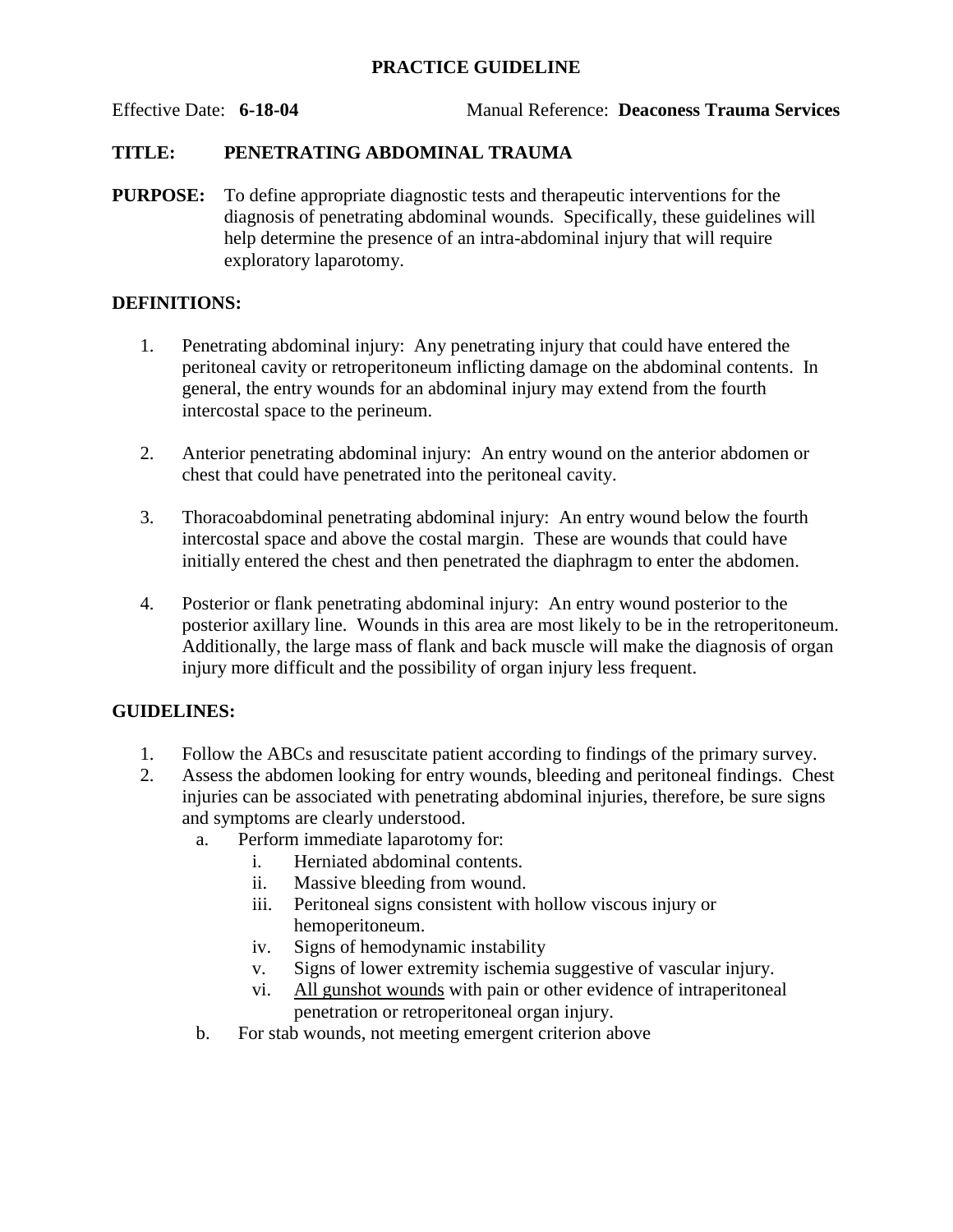# PRACTICE GUIDELINE

Effective Date: **6-18-04** Manual Reference: **Deaconess Trauma Services**

**TITLE:** **PENETRATING ABDOMINAL TRAUMA**

**PURPOSE:** To define appropriate diagnostic tests and therapeutic interventions for the diagnosis of penetrating abdominal wounds. Specifically, these guidelines will help determine the presence of an intra-abdominal injury that will require exploratory laparotomy.

## DEFINITIONS:

1. Penetrating abdominal injury: Any penetrating injury that could have entered the peritoneal cavity or retroperitoneum inflicting damage on the abdominal contents. In general, the entry wounds for an abdominal injury may extend from the fourth intercostal space to the perineum.

2. Anterior penetrating abdominal injury: An entry wound on the anterior abdomen or chest that could have penetrated into the peritoneal cavity.

3. Thoracoabdominal penetrating abdominal injury: An entry wound below the fourth intercostal space and above the costal margin. These are wounds that could have initially entered the chest and then penetrated the diaphragm to enter the abdomen.

4. Posterior or flank penetrating abdominal injury: An entry wound posterior to the posterior axillary line. Wounds in this area are most likely to be in the retroperitoneum. Additionally, the large mass of flank and back muscle will make the diagnosis of organ injury more difficult and the possibility of organ injury less frequent.

## GUIDELINES:

1. Follow the ABCs and resuscitate patient according to findings of the primary survey.
2. Assess the abdomen looking for entry wounds, bleeding and peritoneal findings. Chest injuries can be associated with penetrating abdominal injuries, therefore, be sure signs and symptoms are clearly understood.
   a. Perform immediate laparotomy for:
      i. Herniated abdominal contents.
      ii. Massive bleeding from wound.
      iii. Peritoneal signs consistent with hollow viscous injury or hemoperitoneum.
      iv. Signs of hemodynamic instability
      v. Signs of lower extremity ischemia suggestive of vascular injury.
      vi. <u>All gunshot wounds</u> with pain or other evidence of intraperitoneal penetration or retroperitoneal organ injury.
   b. For stab wounds, not meeting emergent criterion above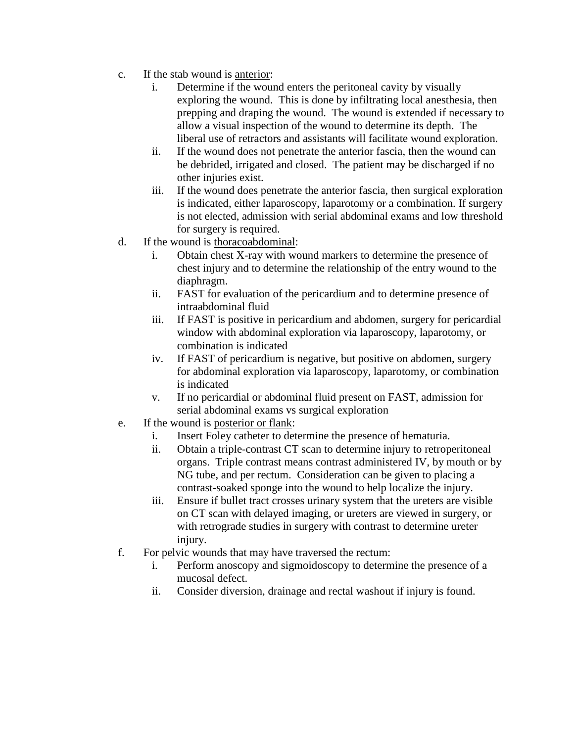c. If the stab wound is <u>anterior</u>:
    i. Determine if the wound enters the peritoneal cavity by visually exploring the wound. This is done by infiltrating local anesthesia, then prepping and draping the wound. The wound is extended if necessary to allow a visual inspection of the wound to determine its depth. The liberal use of retractors and assistants will facilitate wound exploration.
    ii. If the wound does not penetrate the anterior fascia, then the wound can be debrided, irrigated and closed. The patient may be discharged if no other injuries exist.
    iii. If the wound does penetrate the anterior fascia, then surgical exploration is indicated, either laparoscopy, laparotomy or a combination. If surgery is not elected, admission with serial abdominal exams and low threshold for surgery is required.

d. If the wound is <u>thoracoabdominal</u>:
    i. Obtain chest X-ray with wound markers to determine the presence of chest injury and to determine the relationship of the entry wound to the diaphragm.
    ii. FAST for evaluation of the pericardium and to determine presence of intraabdominal fluid
    iii. If FAST is positive in pericardium and abdomen, surgery for pericardial window with abdominal exploration via laparoscopy, laparotomy, or combination is indicated
    iv. If FAST of pericardium is negative, but positive on abdomen, surgery for abdominal exploration via laparoscopy, laparotomy, or combination is indicated
    v. If no pericardial or abdominal fluid present on FAST, admission for serial abdominal exams vs surgical exploration

e. If the wound is <u>posterior or flank</u>:
    i. Insert Foley catheter to determine the presence of hematuria.
    ii. Obtain a triple-contrast CT scan to determine injury to retroperitoneal organs. Triple contrast means contrast administered IV, by mouth or by NG tube, and per rectum. Consideration can be given to placing a contrast-soaked sponge into the wound to help localize the injury.
    iii. Ensure if bullet tract crosses urinary system that the ureters are visible on CT scan with delayed imaging, or ureters are viewed in surgery, or with retrograde studies in surgery with contrast to determine ureter injury.

f. For pelvic wounds that may have traversed the rectum:
    i. Perform anoscopy and sigmoidoscopy to determine the presence of a mucosal defect.
    ii. Consider diversion, drainage and rectal washout if injury is found.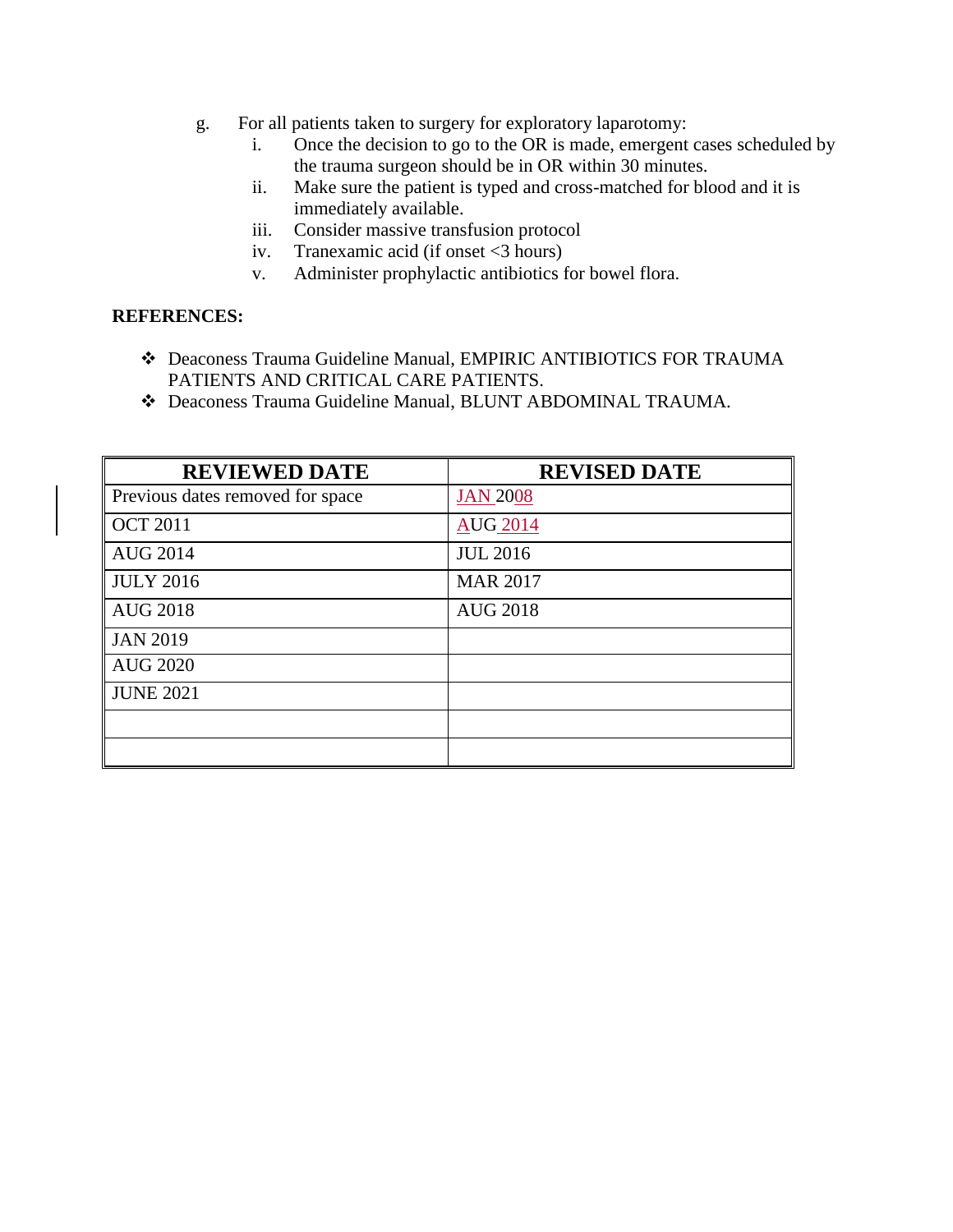g. For all patients taken to surgery for exploratory laparotomy:
   i. Once the decision to go to the OR is made, emergent cases scheduled by the trauma surgeon should be in OR within 30 minutes.
   ii. Make sure the patient is typed and cross-matched for blood and it is immediately available.
   iii. Consider massive transfusion protocol
   iv. Tranexamic acid (if onset <3 hours)
   v. Administer prophylactic antibiotics for bowel flora.

**REFERENCES:**

- Deaconess Trauma Guideline Manual, EMPIRIC ANTIBIOTICS FOR TRAUMA PATIENTS AND CRITICAL CARE PATIENTS.
- Deaconess Trauma Guideline Manual, BLUNT ABDOMINAL TRAUMA.

| REVIEWED DATE | REVISED DATE |
|---|---|
| Previous dates removed for space | JAN 2008 |
| OCT 2011 | AUG 2014 |
| AUG 2014 | JUL 2016 |
| JULY 2016 | MAR 2017 |
| AUG 2018 | AUG 2018 |
| JAN 2019 | |
| AUG 2020 | |
| JUNE 2021 | |
| | |
| | |